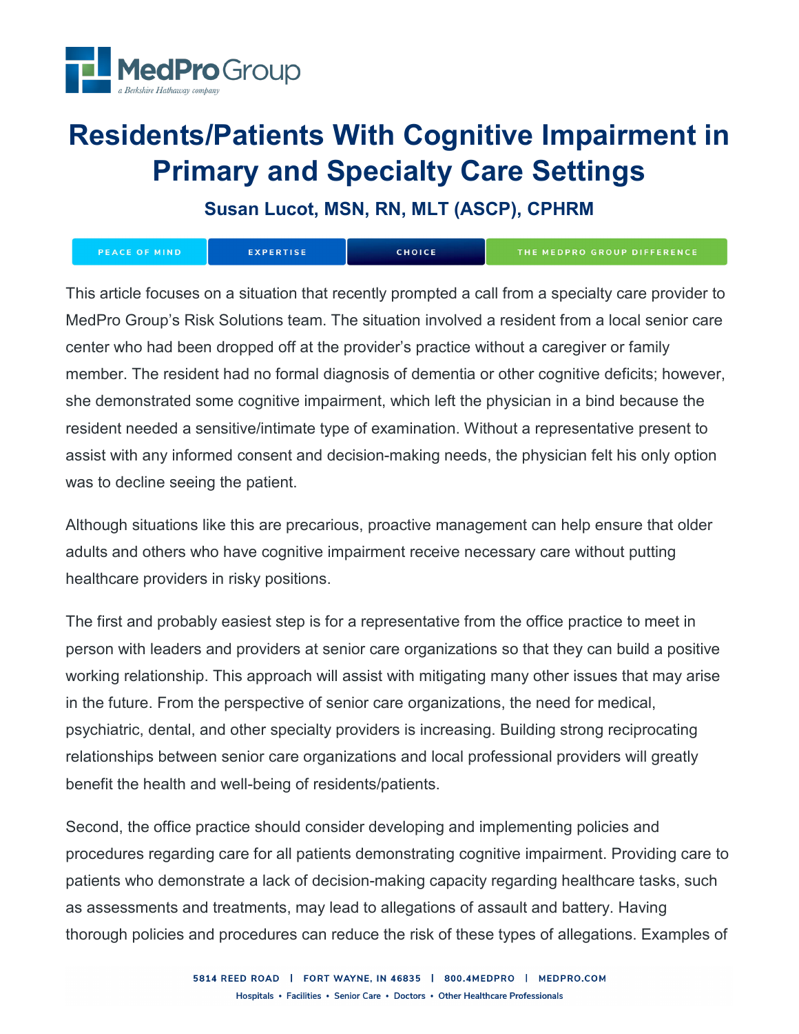# Residents/Patients With Cognitive Impairment in Primary and Specialty Care Settings

**Susan Lucot, MSN, RN, MLT (ASCP), CPHRM**

This article focuses on a situation that recently prompted a call from a specialty care provider to MedPro Group's Risk Solutions team. The situation involved a resident from a local senior care center who had been dropped off at the provider's practice without a caregiver or family member. The resident had no formal diagnosis of dementia or other cognitive deficits; however, she demonstrated some cognitive impairment, which left the physician in a bind because the resident needed a sensitive/intimate type of examination. Without a representative present to assist with any informed consent and decision-making needs, the physician felt his only option was to decline seeing the patient.

Although situations like this are precarious, proactive management can help ensure that older adults and others who have cognitive impairment receive necessary care without putting healthcare providers in risky positions.

The first and probably easiest step is for a representative from the office practice to meet in person with leaders and providers at senior care organizations so that they can build a positive working relationship. This approach will assist with mitigating many other issues that may arise in the future. From the perspective of senior care organizations, the need for medical, psychiatric, dental, and other specialty providers is increasing. Building strong reciprocating relationships between senior care organizations and local professional providers will greatly benefit the health and well-being of residents/patients.

Second, the office practice should consider developing and implementing policies and procedures regarding care for all patients demonstrating cognitive impairment. Providing care to patients who demonstrate a lack of decision-making capacity regarding healthcare tasks, such as assessments and treatments, may lead to allegations of assault and battery. Having thorough policies and procedures can reduce the risk of these types of allegations. Examples of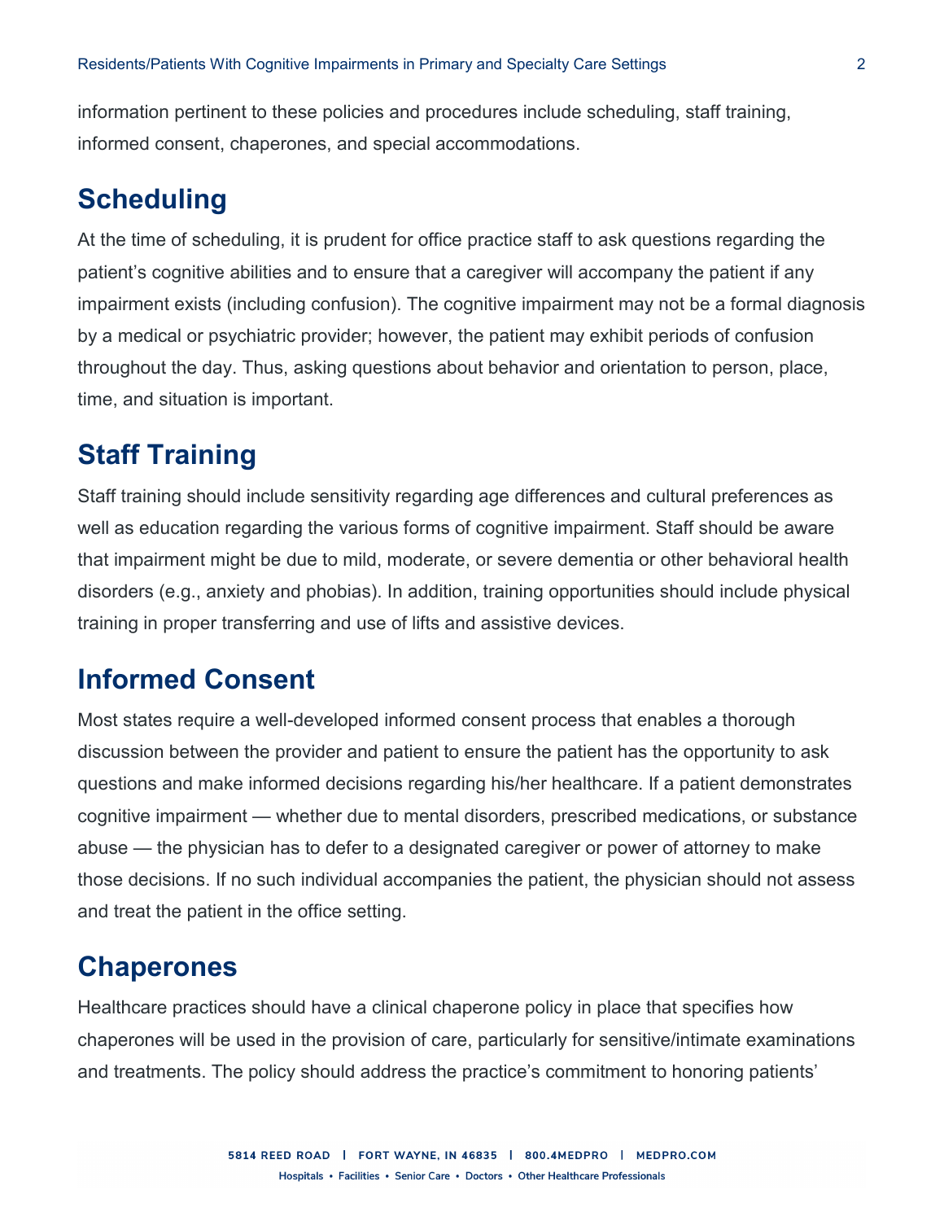information pertinent to these policies and procedures include scheduling, staff training, informed consent, chaperones, and special accommodations.

## Scheduling

At the time of scheduling, it is prudent for office practice staff to ask questions regarding the patient's cognitive abilities and to ensure that a caregiver will accompany the patient if any impairment exists (including confusion). The cognitive impairment may not be a formal diagnosis by a medical or psychiatric provider; however, the patient may exhibit periods of confusion throughout the day. Thus, asking questions about behavior and orientation to person, place, time, and situation is important.

## Staff Training

Staff training should include sensitivity regarding age differences and cultural preferences as well as education regarding the various forms of cognitive impairment. Staff should be aware that impairment might be due to mild, moderate, or severe dementia or other behavioral health disorders (e.g., anxiety and phobias). In addition, training opportunities should include physical training in proper transferring and use of lifts and assistive devices.

## Informed Consent

Most states require a well-developed informed consent process that enables a thorough discussion between the provider and patient to ensure the patient has the opportunity to ask questions and make informed decisions regarding his/her healthcare. If a patient demonstrates cognitive impairment — whether due to mental disorders, prescribed medications, or substance abuse — the physician has to defer to a designated caregiver or power of attorney to make those decisions. If no such individual accompanies the patient, the physician should not assess and treat the patient in the office setting.

## Chaperones

Healthcare practices should have a clinical chaperone policy in place that specifies how chaperones will be used in the provision of care, particularly for sensitive/intimate examinations and treatments. The policy should address the practice's commitment to honoring patients'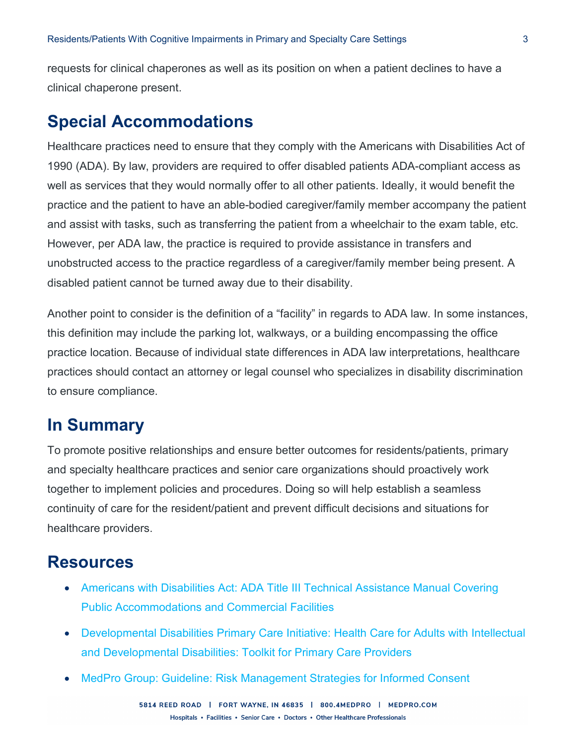requests for clinical chaperones as well as its position on when a patient declines to have a clinical chaperone present.

## Special Accommodations

Healthcare practices need to ensure that they comply with the Americans with Disabilities Act of 1990 (ADA). By law, providers are required to offer disabled patients ADA-compliant access as well as services that they would normally offer to all other patients. Ideally, it would benefit the practice and the patient to have an able-bodied caregiver/family member accompany the patient and assist with tasks, such as transferring the patient from a wheelchair to the exam table, etc. However, per ADA law, the practice is required to provide assistance in transfers and unobstructed access to the practice regardless of a caregiver/family member being present. A disabled patient cannot be turned away due to their disability.

Another point to consider is the definition of a "facility" in regards to ADA law. In some instances, this definition may include the parking lot, walkways, or a building encompassing the office practice location. Because of individual state differences in ADA law interpretations, healthcare practices should contact an attorney or legal counsel who specializes in disability discrimination to ensure compliance.

## In Summary

To promote positive relationships and ensure better outcomes for residents/patients, primary and specialty healthcare practices and senior care organizations should proactively work together to implement policies and procedures. Doing so will help establish a seamless continuity of care for the resident/patient and prevent difficult decisions and situations for healthcare providers.

## Resources

- Americans with Disabilities Act: ADA Title III Technical Assistance Manual Covering Public Accommodations and Commercial Facilities
- Developmental Disabilities Primary Care Initiative: Health Care for Adults with Intellectual and Developmental Disabilities: Toolkit for Primary Care Providers
- MedPro Group: Guideline: Risk Management Strategies for Informed Consent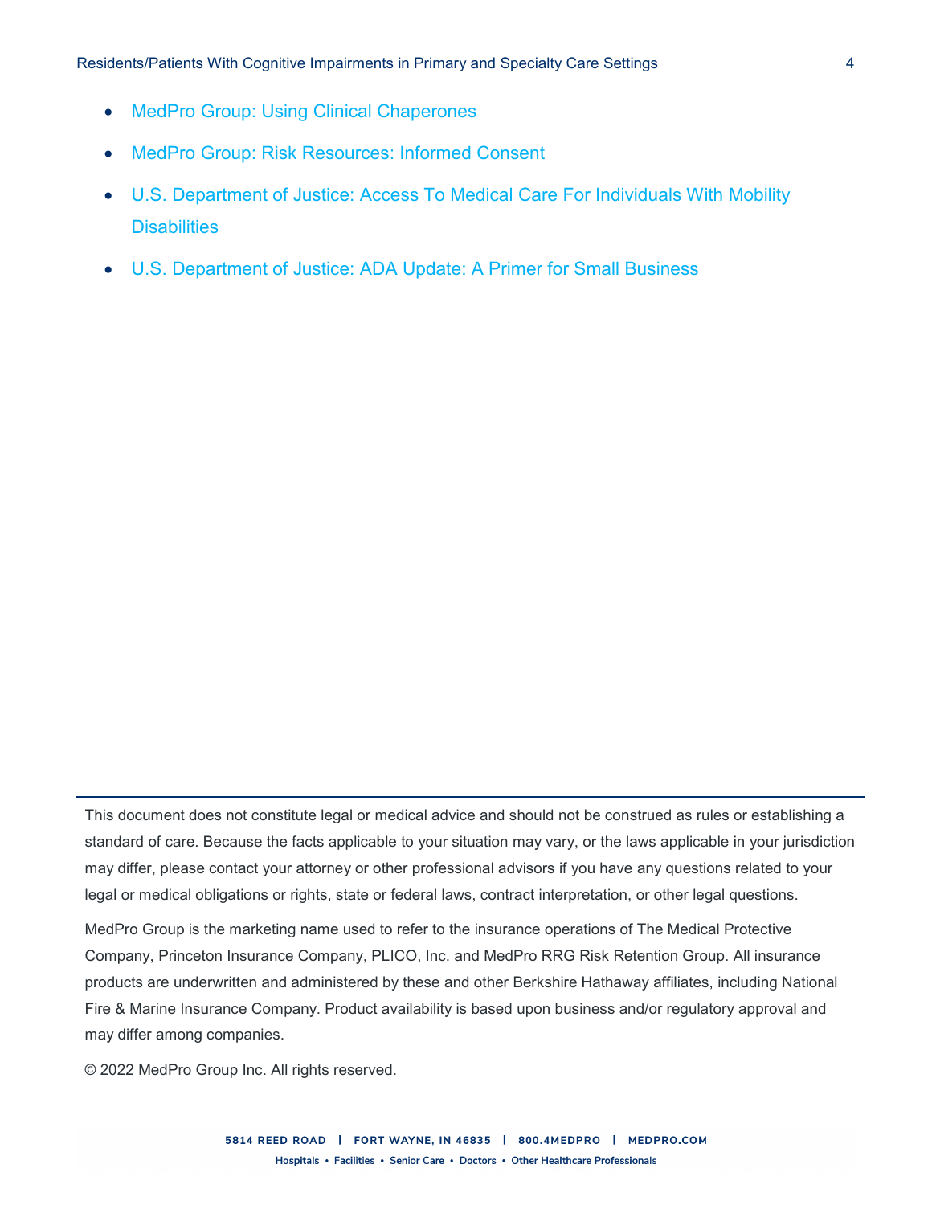- MedPro Group: Using Clinical Chaperones
- MedPro Group: Risk Resources: Informed Consent
- U.S. Department of Justice: Access To Medical Care For Individuals With Mobility Disabilities
- U.S. Department of Justice: ADA Update: A Primer for Small Business

---

This document does not constitute legal or medical advice and should not be construed as rules or establishing a standard of care. Because the facts applicable to your situation may vary, or the laws applicable in your jurisdiction may differ, please contact your attorney or other professional advisors if you have any questions related to your legal or medical obligations or rights, state or federal laws, contract interpretation, or other legal questions.

MedPro Group is the marketing name used to refer to the insurance operations of The Medical Protective Company, Princeton Insurance Company, PLICO, Inc. and MedPro RRG Risk Retention Group. All insurance products are underwritten and administered by these and other Berkshire Hathaway affiliates, including National Fire & Marine Insurance Company. Product availability is based upon business and/or regulatory approval and may differ among companies.

© 2022 MedPro Group Inc. All rights reserved.

5814 REED ROAD | FORT WAYNE, IN 46835 | 800.4MEDPRO | MEDPRO.COM

Hospitals • Facilities • Senior Care • Doctors • Other Healthcare Professionals